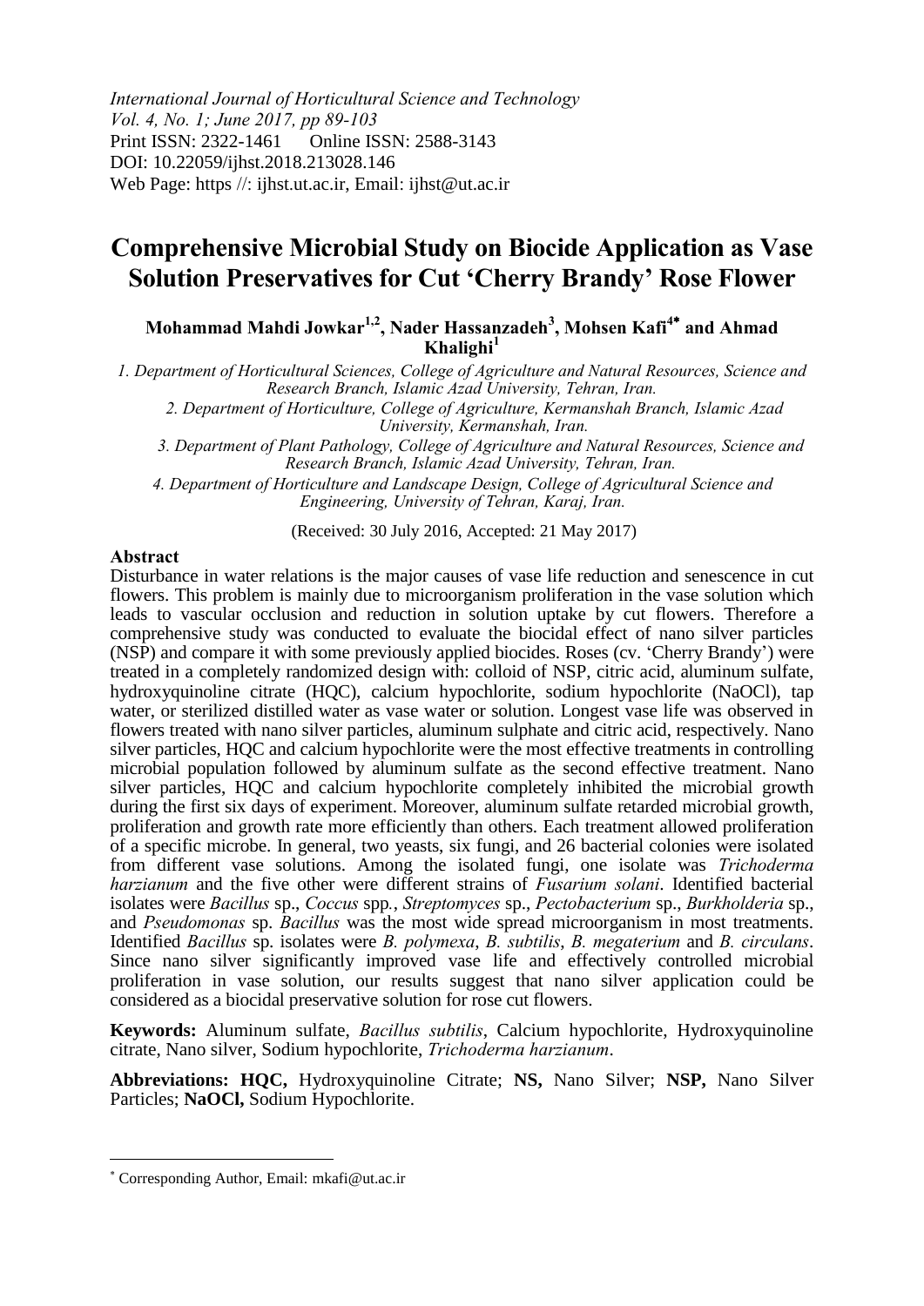International Journal of Horticultural Science and Technology
Vol. 4, No. 1; June 2017, pp 89-103
Print ISSN: 2322-1461 Online ISSN: 2588-3143
DOI: 10.22059/ijhst.2018.213028.146
Web Page: https //: ijhst.ut.ac.ir, Email: ijhst@ut.ac.ir

# Comprehensive Microbial Study on Biocide Application as Vase Solution Preservatives for Cut 'Cherry Brandy' Rose Flower

**Mohammad Mahdi Jowkar[1,2], Nader Hassanzadeh[3], Mohsen Kafi[4*] and Ahmad Khalighi[1]**

*1. Department of Horticultural Sciences, College of Agriculture and Natural Resources, Science and Research Branch, Islamic Azad University, Tehran, Iran.*

*2. Department of Horticulture, College of Agriculture, Kermanshah Branch, Islamic Azad University, Kermanshah, Iran.*

*3. Department of Plant Pathology, College of Agriculture and Natural Resources, Science and Research Branch, Islamic Azad University, Tehran, Iran.*

*4. Department of Horticulture and Landscape Design, College of Agricultural Science and Engineering, University of Tehran, Karaj, Iran.*

(Received: 30 July 2016, Accepted: 21 May 2017)

## Abstract

Disturbance in water relations is the major causes of vase life reduction and senescence in cut flowers. This problem is mainly due to microorganism proliferation in the vase solution which leads to vascular occlusion and reduction in solution uptake by cut flowers. Therefore a comprehensive study was conducted to evaluate the biocidal effect of nano silver particles (NSP) and compare it with some previously applied biocides. Roses (cv. 'Cherry Brandy') were treated in a completely randomized design with: colloid of NSP, citric acid, aluminum sulfate, hydroxyquinoline citrate (HQC), calcium hypochlorite, sodium hypochlorite (NaOCl), tap water, or sterilized distilled water as vase water or solution. Longest vase life was observed in flowers treated with nano silver particles, aluminum sulphate and citric acid, respectively. Nano silver particles, HQC and calcium hypochlorite were the most effective treatments in controlling microbial population followed by aluminum sulfate as the second effective treatment. Nano silver particles, HQC and calcium hypochlorite completely inhibited the microbial growth during the first six days of experiment. Moreover, aluminum sulfate retarded microbial growth, proliferation and growth rate more efficiently than others. Each treatment allowed proliferation of a specific microbe. In general, two yeasts, six fungi, and 26 bacterial colonies were isolated from different vase solutions. Among the isolated fungi, one isolate was *Trichoderma harzianum* and the five other were different strains of *Fusarium solani*. Identified bacterial isolates were *Bacillus* sp., *Coccus* spp., *Streptomyces* sp., *Pectobacterium* sp., *Burkholderia* sp., and *Pseudomonas* sp. *Bacillus* was the most wide spread microorganism in most treatments. Identified *Bacillus* sp. isolates were *B. polymexa*, *B. subtilis*, *B. megaterium* and *B. circulans*. Since nano silver significantly improved vase life and effectively controlled microbial proliferation in vase solution, our results suggest that nano silver application could be considered as a biocidal preservative solution for rose cut flowers.

**Keywords:** Aluminum sulfate, *Bacillus subtilis*, Calcium hypochlorite, Hydroxyquinoline citrate, Nano silver, Sodium hypochlorite, *Trichoderma harzianum*.

**Abbreviations: HQC,** Hydroxyquinoline Citrate; **NS,** Nano Silver; **NSP,** Nano Silver Particles; **NaOCl,** Sodium Hypochlorite.

---

[*] Corresponding Author, Email: mkafi@ut.ac.ir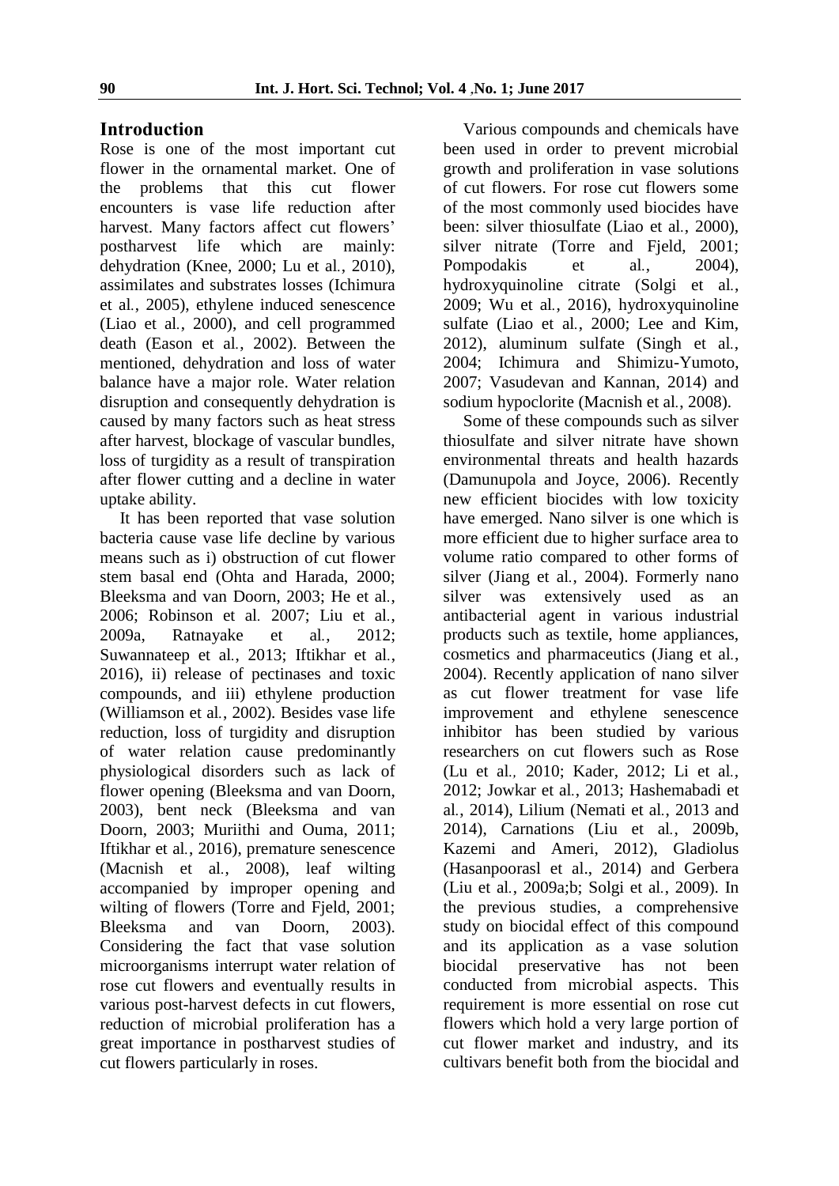## Introduction

Rose is one of the most important cut flower in the ornamental market. One of the problems that this cut flower encounters is vase life reduction after harvest. Many factors affect cut flowers' postharvest life which are mainly: dehydration (Knee, 2000; Lu et al*.*, 2010), assimilates and substrates losses (Ichimura et al*.*, 2005), ethylene induced senescence (Liao et al*.*, 2000), and cell programmed death (Eason et al*.*, 2002). Between the mentioned, dehydration and loss of water balance have a major role. Water relation disruption and consequently dehydration is caused by many factors such as heat stress after harvest, blockage of vascular bundles, loss of turgidity as a result of transpiration after flower cutting and a decline in water uptake ability.

It has been reported that vase solution bacteria cause vase life decline by various means such as i) obstruction of cut flower stem basal end (Ohta and Harada, 2000; Bleeksma and van Doorn, 2003; He et al*.*, 2006; Robinson et al*.* 2007; Liu et al*.*, 2009a, Ratnayake et al*.*, 2012; Suwannateep et al*.*, 2013; Iftikhar et al*.*, 2016), ii) release of pectinases and toxic compounds, and iii) ethylene production (Williamson et al*.*, 2002). Besides vase life reduction, loss of turgidity and disruption of water relation cause predominantly physiological disorders such as lack of flower opening (Bleeksma and van Doorn, 2003), bent neck (Bleeksma and van Doorn, 2003; Muriithi and Ouma, 2011; Iftikhar et al*.*, 2016), premature senescence (Macnish et al*.*, 2008), leaf wilting accompanied by improper opening and wilting of flowers (Torre and Fjeld, 2001; Bleeksma and van Doorn, 2003). Considering the fact that vase solution microorganisms interrupt water relation of rose cut flowers and eventually results in various post-harvest defects in cut flowers, reduction of microbial proliferation has a great importance in postharvest studies of cut flowers particularly in roses.

Various compounds and chemicals have been used in order to prevent microbial growth and proliferation in vase solutions of cut flowers. For rose cut flowers some of the most commonly used biocides have been: silver thiosulfate (Liao et al*.*, 2000), silver nitrate (Torre and Fjeld, 2001; Pompodakis et al*.*, 2004), hydroxyquinoline citrate (Solgi et al*.*, 2009; Wu et al*.*, 2016), hydroxyquinoline sulfate (Liao et al*.*, 2000; Lee and Kim, 2012), aluminum sulfate (Singh et al*.*, 2004; Ichimura and Shimizu-Yumoto, 2007; Vasudevan and Kannan, 2014) and sodium hypoclorite (Macnish et al*.*, 2008).

Some of these compounds such as silver thiosulfate and silver nitrate have shown environmental threats and health hazards (Damunupola and Joyce, 2006). Recently new efficient biocides with low toxicity have emerged. Nano silver is one which is more efficient due to higher surface area to volume ratio compared to other forms of silver (Jiang et al*.*, 2004). Formerly nano silver was extensively used as an antibacterial agent in various industrial products such as textile, home appliances, cosmetics and pharmaceutics (Jiang et al*.*, 2004). Recently application of nano silver as cut flower treatment for vase life improvement and ethylene senescence inhibitor has been studied by various researchers on cut flowers such as Rose (Lu et al*.*, 2010; Kader, 2012; Li et al*.*, 2012; Jowkar et al*.*, 2013; Hashemabadi et al*.*, 2014), Lilium (Nemati et al*.*, 2013 and 2014), Carnations (Liu et al*.*, 2009b, Kazemi and Ameri, 2012), Gladiolus (Hasanpoorasl et al., 2014) and Gerbera (Liu et al*.*, 2009a;b; Solgi et al*.*, 2009). In the previous studies, a comprehensive study on biocidal effect of this compound and its application as a vase solution biocidal preservative has not been conducted from microbial aspects. This requirement is more essential on rose cut flowers which hold a very large portion of cut flower market and industry, and its cultivars benefit both from the biocidal and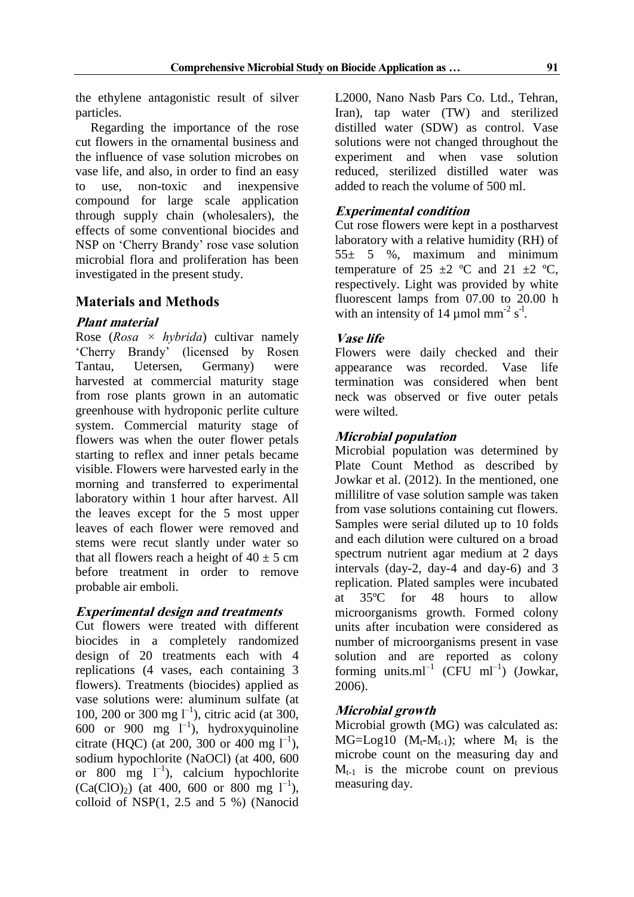the ethylene antagonistic result of silver particles.

Regarding the importance of the rose cut flowers in the ornamental business and the influence of vase solution microbes on vase life, and also, in order to find an easy to use, non-toxic and inexpensive compound for large scale application through supply chain (wholesalers), the effects of some conventional biocides and NSP on 'Cherry Brandy' rose vase solution microbial flora and proliferation has been investigated in the present study.

## Materials and Methods

### *Plant material*

Rose (*Rosa × hybrida*) cultivar namely 'Cherry Brandy' (licensed by Rosen Tantau, Uetersen, Germany) were harvested at commercial maturity stage from rose plants grown in an automatic greenhouse with hydroponic perlite culture system. Commercial maturity stage of flowers was when the outer flower petals starting to reflex and inner petals became visible. Flowers were harvested early in the morning and transferred to experimental laboratory within 1 hour after harvest. All the leaves except for the 5 most upper leaves of each flower were removed and stems were recut slantly under water so that all flowers reach a height of 40 ± 5 cm before treatment in order to remove probable air emboli.

### *Experimental design and treatments*

Cut flowers were treated with different biocides in a completely randomized design of 20 treatments each with 4 replications (4 vases, each containing 3 flowers). Treatments (biocides) applied as vase solutions were: aluminum sulfate (at 100, 200 or 300 mg $l^{-1}$), citric acid (at 300, 600 or 900 mg $l^{-1}$), hydroxyquinoline citrate (HQC) (at 200, 300 or 400 mg $l^{-1}$), sodium hypochlorite (NaOCl) (at 400, 600 or 800 mg $l^{-1}$), calcium hypochlorite ($Ca(ClO)_2$) (at 400, 600 or 800 mg $l^{-1}$), colloid of NSP(1, 2.5 and 5 %) (Nanocid L2000, Nano Nasb Pars Co. Ltd., Tehran, Iran), tap water (TW) and sterilized distilled water (SDW) as control. Vase solutions were not changed throughout the experiment and when vase solution reduced, sterilized distilled water was added to reach the volume of 500 ml.

### *Experimental condition*

Cut rose flowers were kept in a postharvest laboratory with a relative humidity (RH) of 55± 5 %, maximum and minimum temperature of 25 ±2 ºC and 21 ±2 ºC, respectively. Light was provided by white fluorescent lamps from 07.00 to 20.00 h with an intensity of 14 µmol $mm^{-2}$ $s^{-1}$.

### *Vase life*

Flowers were daily checked and their appearance was recorded. Vase life termination was considered when bent neck was observed or five outer petals were wilted.

### *Microbial population*

Microbial population was determined by Plate Count Method as described by Jowkar et al. (2012). In the mentioned, one millilitre of vase solution sample was taken from vase solutions containing cut flowers. Samples were serial diluted up to 10 folds and each dilution were cultured on a broad spectrum nutrient agar medium at 2 days intervals (day-2, day-4 and day-6) and 3 replication. Plated samples were incubated at 35ºC for 48 hours to allow microorganisms growth. Formed colony units after incubation were considered as number of microorganisms present in vase solution and are reported as colony forming units.$ml^{-1}$ (CFU $ml^{-1}$) (Jowkar, 2006).

### *Microbial growth*

Microbial growth (MG) was calculated as: $MG=Log10\ (M_t-M_{t-1})$; where $M_t$ is the microbe count on the measuring day and $M_{t-1}$ is the microbe count on previous measuring day.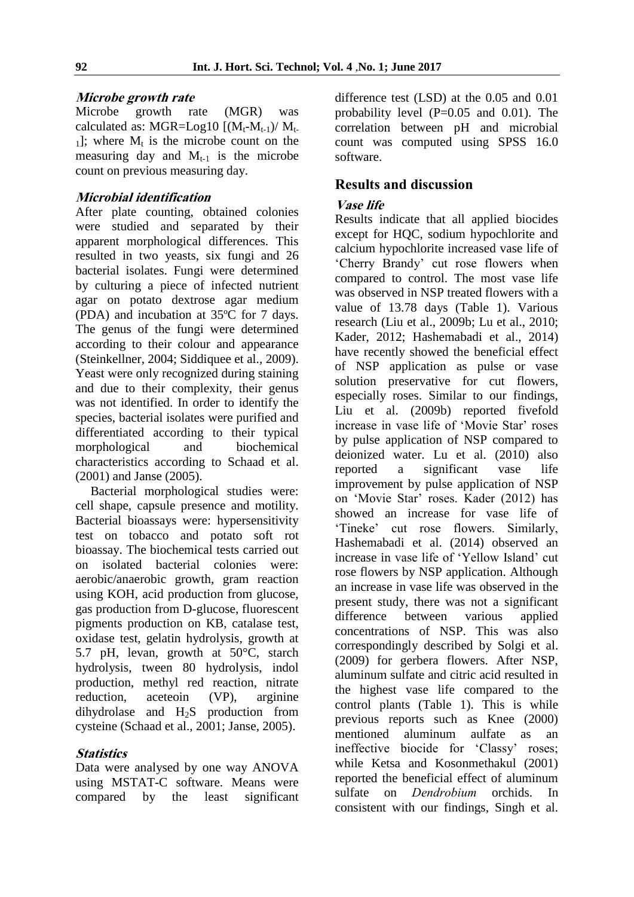### *Microbe growth rate*

Microbe growth rate (MGR) was calculated as: MGR=Log10 $[(M_t-M_{t-1})/ M_{t-1}]$; where $M_t$ is the microbe count on the measuring day and $M_{t-1}$ is the microbe count on previous measuring day.

### *Microbial identification*

After plate counting, obtained colonies were studied and separated by their apparent morphological differences. This resulted in two yeasts, six fungi and 26 bacterial isolates. Fungi were determined by culturing a piece of infected nutrient agar on potato dextrose agar medium (PDA) and incubation at 35ºC for 7 days. The genus of the fungi were determined according to their colour and appearance (Steinkellner, 2004; Siddiquee et al., 2009). Yeast were only recognized during staining and due to their complexity, their genus was not identified. In order to identify the species, bacterial isolates were purified and differentiated according to their typical morphological and biochemical characteristics according to Schaad et al. (2001) and Janse (2005).

Bacterial morphological studies were: cell shape, capsule presence and motility. Bacterial bioassays were: hypersensitivity test on tobacco and potato soft rot bioassay. The biochemical tests carried out on isolated bacterial colonies were: aerobic/anaerobic growth, gram reaction using KOH, acid production from glucose, gas production from D-glucose, fluorescent pigments production on KB, catalase test, oxidase test, gelatin hydrolysis, growth at 5.7 pH, levan, growth at 50°C, starch hydrolysis, tween 80 hydrolysis, indol production, methyl red reaction, nitrate reduction, aceteoin (VP), arginine dihydrolase and $H_2S$ production from cysteine (Schaad et al., 2001; Janse, 2005).

### *Statistics*

Data were analysed by one way ANOVA using MSTAT-C software. Means were compared by the least significant difference test (LSD) at the 0.05 and 0.01 probability level (P=0.05 and 0.01). The correlation between pH and microbial count was computed using SPSS 16.0 software.

## Results and discussion

### *Vase life*

Results indicate that all applied biocides except for HQC, sodium hypochlorite and calcium hypochlorite increased vase life of 'Cherry Brandy' cut rose flowers when compared to control. The most vase life was observed in NSP treated flowers with a value of 13.78 days (Table 1). Various research (Liu et al., 2009b; Lu et al., 2010; Kader, 2012; Hashemabadi et al., 2014) have recently showed the beneficial effect of NSP application as pulse or vase solution preservative for cut flowers, especially roses. Similar to our findings, Liu et al. (2009b) reported fivefold increase in vase life of 'Movie Star' roses by pulse application of NSP compared to deionized water. Lu et al. (2010) also reported a significant vase life improvement by pulse application of NSP on 'Movie Star' roses. Kader (2012) has showed an increase for vase life of 'Tineke' cut rose flowers. Similarly, Hashemabadi et al. (2014) observed an increase in vase life of 'Yellow Island' cut rose flowers by NSP application. Although an increase in vase life was observed in the present study, there was not a significant difference between various applied concentrations of NSP. This was also correspondingly described by Solgi et al. (2009) for gerbera flowers. After NSP, aluminum sulfate and citric acid resulted in the highest vase life compared to the control plants (Table 1). This is while previous reports such as Knee (2000) mentioned aluminum aulfate as an ineffective biocide for 'Classy' roses; while Ketsa and Kosonmethakul (2001) reported the beneficial effect of aluminum sulfate on *Dendrobium* orchids. In consistent with our findings, Singh et al.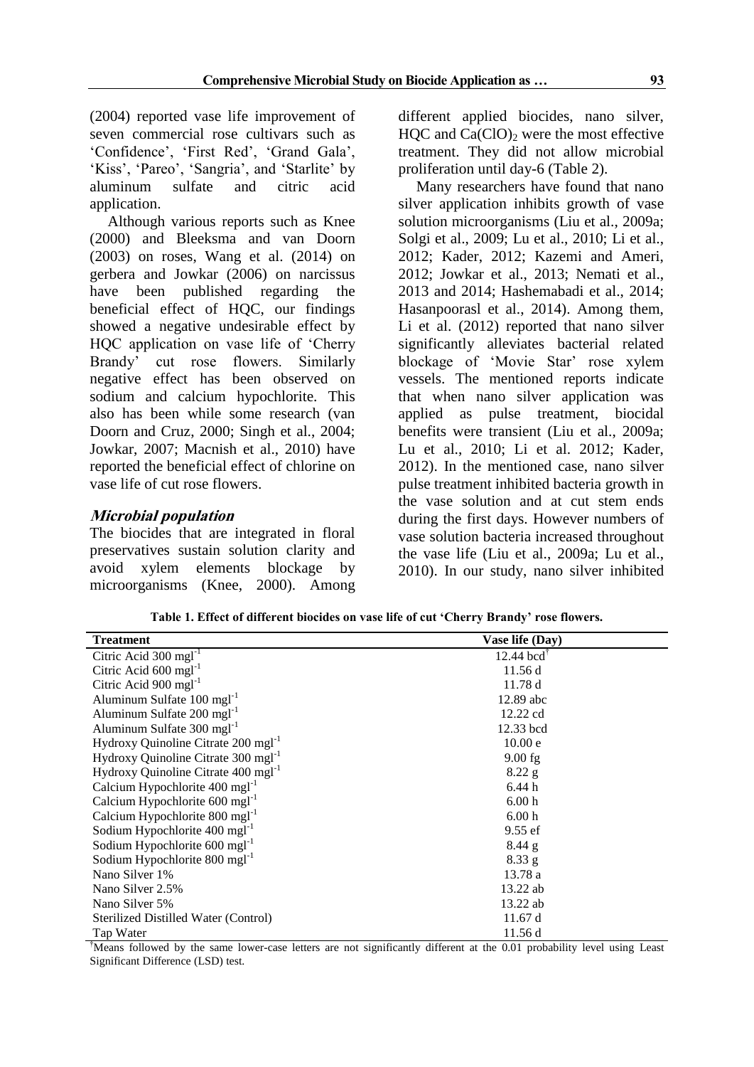(2004) reported vase life improvement of seven commercial rose cultivars such as 'Confidence', 'First Red', 'Grand Gala', 'Kiss', 'Pareo', 'Sangria', and 'Starlite' by aluminum sulfate and citric acid application.

Although various reports such as Knee (2000) and Bleeksma and van Doorn (2003) on roses, Wang et al. (2014) on gerbera and Jowkar (2006) on narcissus have been published regarding the beneficial effect of HQC, our findings showed a negative undesirable effect by HQC application on vase life of 'Cherry Brandy' cut rose flowers. Similarly negative effect has been observed on sodium and calcium hypochlorite. This also has been while some research (van Doorn and Cruz, 2000; Singh et al., 2004; Jowkar, 2007; Macnish et al., 2010) have reported the beneficial effect of chlorine on vase life of cut rose flowers.

### *Microbial population*

The biocides that are integrated in floral preservatives sustain solution clarity and avoid xylem elements blockage by microorganisms (Knee, 2000). Among different applied biocides, nano silver, HQC and $Ca(ClO)_2$ were the most effective treatment. They did not allow microbial proliferation until day-6 (Table 2).

Many researchers have found that nano silver application inhibits growth of vase solution microorganisms (Liu et al., 2009a; Solgi et al., 2009; Lu et al., 2010; Li et al., 2012; Kader, 2012; Kazemi and Ameri, 2012; Jowkar et al., 2013; Nemati et al., 2013 and 2014; Hashemabadi et al., 2014; Hasanpoorasl et al., 2014). Among them, Li et al. (2012) reported that nano silver significantly alleviates bacterial related blockage of 'Movie Star' rose xylem vessels. The mentioned reports indicate that when nano silver application was applied as pulse treatment, biocidal benefits were transient (Liu et al., 2009a; Lu et al., 2010; Li et al. 2012; Kader, 2012). In the mentioned case, nano silver pulse treatment inhibited bacteria growth in the vase solution and at cut stem ends during the first days. However numbers of vase solution bacteria increased throughout the vase life (Liu et al., 2009a; Lu et al., 2010). In our study, nano silver inhibited

**Table 1. Effect of different biocides on vase life of cut 'Cherry Brandy' rose flowers.**

| Treatment | Vase life (Day) |
|---|---|
| Citric Acid 300 $mgl^{-1}$ | 12.44 bcd[†] |
| Citric Acid 600 $mgl^{-1}$ | 11.56 d |
| Citric Acid 900 $mgl^{-1}$ | 11.78 d |
| Aluminum Sulfate 100 $mgl^{-1}$ | 12.89 abc |
| Aluminum Sulfate 200 $mgl^{-1}$ | 12.22 cd |
| Aluminum Sulfate 300 $mgl^{-1}$ | 12.33 bcd |
| Hydroxy Quinoline Citrate 200 $mgl^{-1}$ | 10.00 e |
| Hydroxy Quinoline Citrate 300 $mgl^{-1}$ | 9.00 fg |
| Hydroxy Quinoline Citrate 400 $mgl^{-1}$ | 8.22 g |
| Calcium Hypochlorite 400 $mgl^{-1}$ | 6.44 h |
| Calcium Hypochlorite 600 $mgl^{-1}$ | 6.00 h |
| Calcium Hypochlorite 800 $mgl^{-1}$ | 6.00 h |
| Sodium Hypochlorite 400 $mgl^{-1}$ | 9.55 ef |
| Sodium Hypochlorite 600 $mgl^{-1}$ | 8.44 g |
| Sodium Hypochlorite 800 $mgl^{-1}$ | 8.33 g |
| Nano Silver 1% | 13.78 a |
| Nano Silver 2.5% | 13.22 ab |
| Nano Silver 5% | 13.22 ab |
| Sterilized Distilled Water (Control) | 11.67 d |
| Tap Water | 11.56 d |

[†]Means followed by the same lower-case letters are not significantly different at the 0.01 probability level using Least Significant Difference (LSD) test.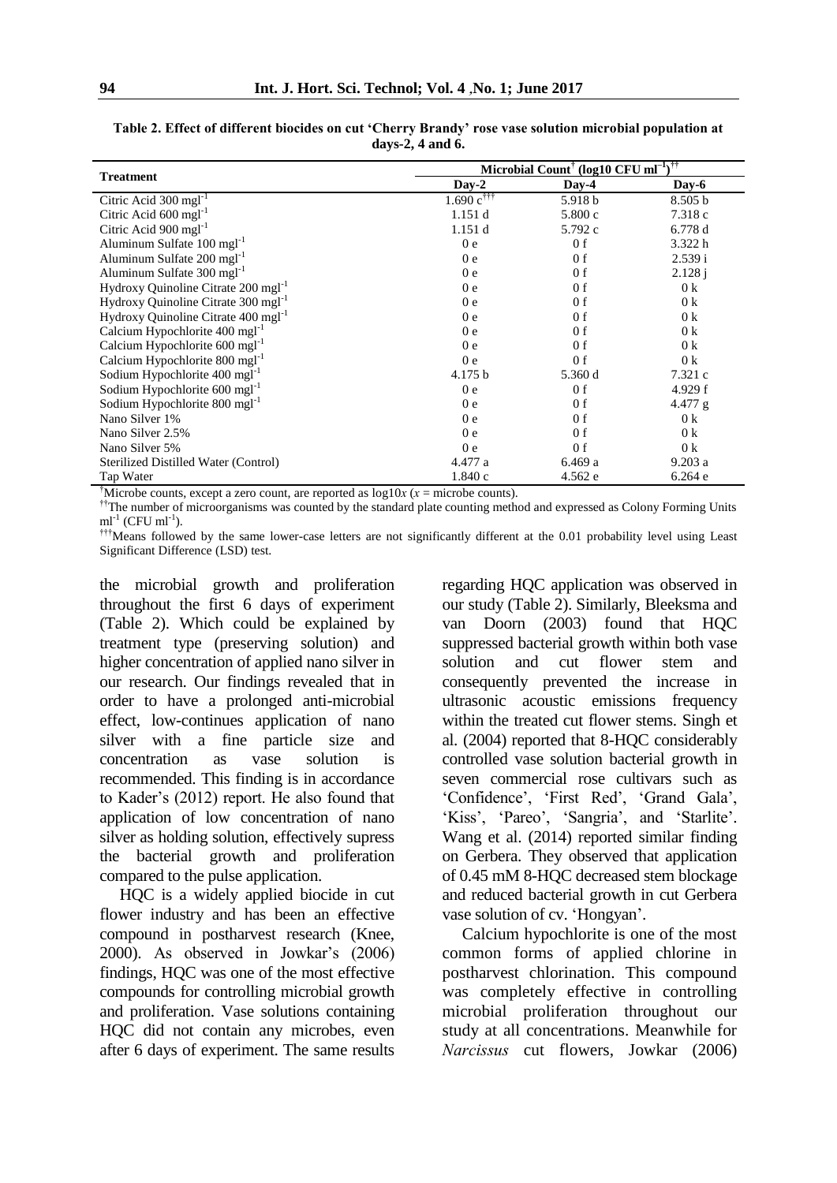**Table 2. Effect of different biocides on cut 'Cherry Brandy' rose vase solution microbial population at days-2, 4 and 6.**

| Treatment | Microbial Count[†] ($\log10$ CFU $ml^{-1}$)[††] | | |
|---|---|---|---|
| | Day-2 | Day-4 | Day-6 |
| Citric Acid 300 $mgl^{-1}$ | 1.690 c[†††] | 5.918 b | 8.505 b |
| Citric Acid 600 $mgl^{-1}$ | 1.151 d | 5.800 c | 7.318 c |
| Citric Acid 900 $mgl^{-1}$ | 1.151 d | 5.792 c | 6.778 d |
| Aluminum Sulfate 100 $mgl^{-1}$ | 0 e | 0 f | 3.322 h |
| Aluminum Sulfate 200 $mgl^{-1}$ | 0 e | 0 f | 2.539 i |
| Aluminum Sulfate 300 $mgl^{-1}$ | 0 e | 0 f | 2.128 j |
| Hydroxy Quinoline Citrate 200 $mgl^{-1}$ | 0 e | 0 f | 0 k |
| Hydroxy Quinoline Citrate 300 $mgl^{-1}$ | 0 e | 0 f | 0 k |
| Hydroxy Quinoline Citrate 400 $mgl^{-1}$ | 0 e | 0 f | 0 k |
| Calcium Hypochlorite 400 $mgl^{-1}$ | 0 e | 0 f | 0 k |
| Calcium Hypochlorite 600 $mgl^{-1}$ | 0 e | 0 f | 0 k |
| Calcium Hypochlorite 800 $mgl^{-1}$ | 0 e | 0 f | 0 k |
| Sodium Hypochlorite 400 $mgl^{-1}$ | 4.175 b | 5.360 d | 7.321 c |
| Sodium Hypochlorite 600 $mgl^{-1}$ | 0 e | 0 f | 4.929 f |
| Sodium Hypochlorite 800 $mgl^{-1}$ | 0 e | 0 f | 4.477 g |
| Nano Silver 1% | 0 e | 0 f | 0 k |
| Nano Silver 2.5% | 0 e | 0 f | 0 k |
| Nano Silver 5% | 0 e | 0 f | 0 k |
| Sterilized Distilled Water (Control) | 4.477 a | 6.469 a | 9.203 a |
| Tap Water | 1.840 c | 4.562 e | 6.264 e |

[†]Microbe counts, except a zero count, are reported as $\log10x$ ($x$ = microbe counts).

[††]The number of microorganisms was counted by the standard plate counting method and expressed as Colony Forming Units $ml^{-1}$ (CFU $ml^{-1}$).

[†††]Means followed by the same lower-case letters are not significantly different at the 0.01 probability level using Least Significant Difference (LSD) test.

the microbial growth and proliferation throughout the first 6 days of experiment (Table 2). Which could be explained by treatment type (preserving solution) and higher concentration of applied nano silver in our research. Our findings revealed that in order to have a prolonged anti-microbial effect, low-continues application of nano silver with a fine particle size and concentration as vase solution is recommended. This finding is in accordance to Kader's (2012) report. He also found that application of low concentration of nano silver as holding solution, effectively supress the bacterial growth and proliferation compared to the pulse application.

HQC is a widely applied biocide in cut flower industry and has been an effective compound in postharvest research (Knee, 2000). As observed in Jowkar's (2006) findings, HQC was one of the most effective compounds for controlling microbial growth and proliferation. Vase solutions containing HQC did not contain any microbes, even after 6 days of experiment. The same results regarding HQC application was observed in our study (Table 2). Similarly, Bleeksma and van Doorn (2003) found that HQC suppressed bacterial growth within both vase solution and cut flower stem and consequently prevented the increase in ultrasonic acoustic emissions frequency within the treated cut flower stems. Singh et al. (2004) reported that 8-HQC considerably controlled vase solution bacterial growth in seven commercial rose cultivars such as 'Confidence', 'First Red', 'Grand Gala', 'Kiss', 'Pareo', 'Sangria', and 'Starlite'. Wang et al. (2014) reported similar finding on Gerbera. They observed that application of 0.45 mM 8-HQC decreased stem blockage and reduced bacterial growth in cut Gerbera vase solution of cv. 'Hongyan'.

Calcium hypochlorite is one of the most common forms of applied chlorine in postharvest chlorination. This compound was completely effective in controlling microbial proliferation throughout our study at all concentrations. Meanwhile for *Narcissus* cut flowers, Jowkar (2006)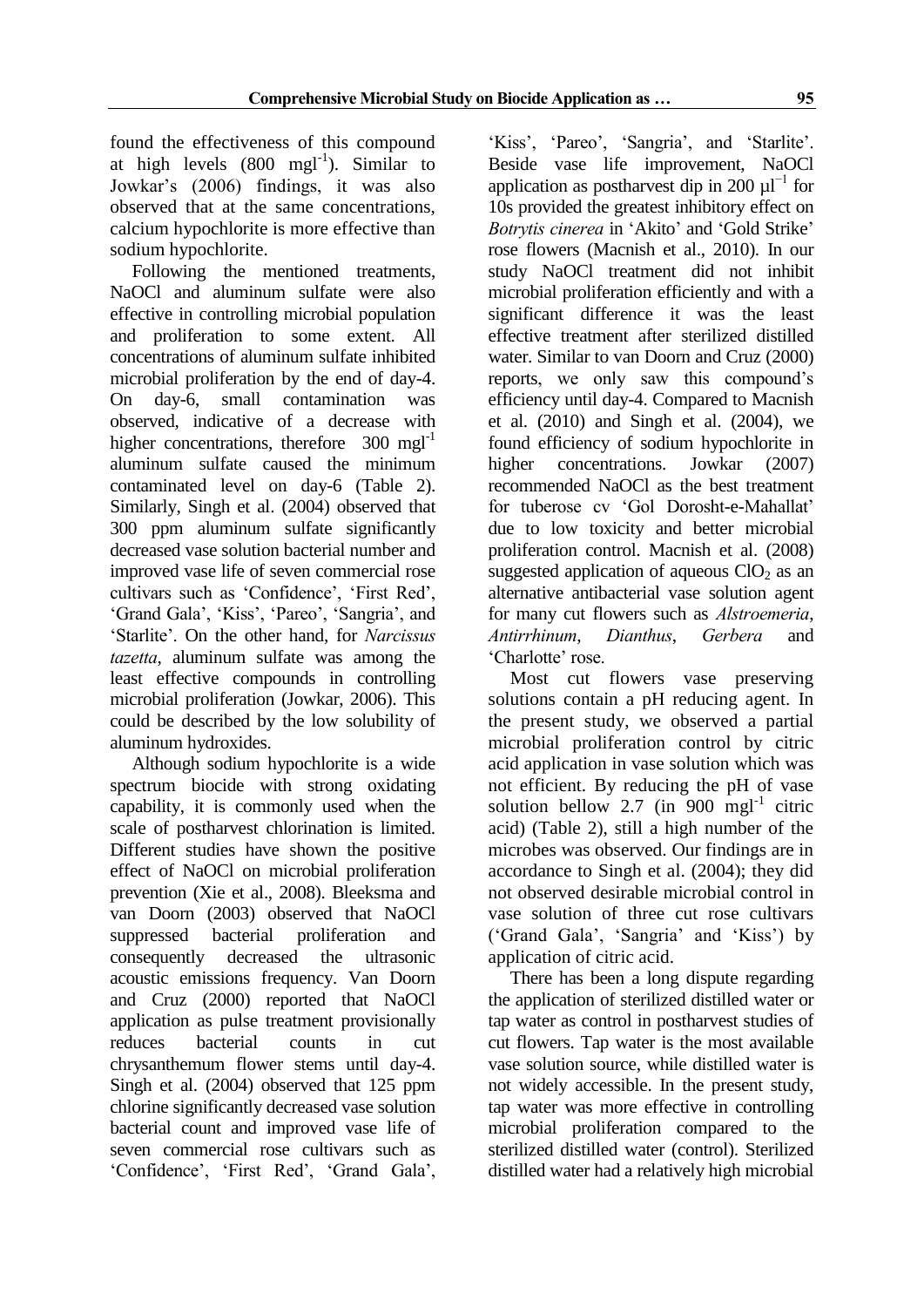found the effectiveness of this compound at high levels (800 $mgl^{-1}$). Similar to Jowkar's (2006) findings, it was also observed that at the same concentrations, calcium hypochlorite is more effective than sodium hypochlorite.

Following the mentioned treatments, NaOCl and aluminum sulfate were also effective in controlling microbial population and proliferation to some extent. All concentrations of aluminum sulfate inhibited microbial proliferation by the end of day-4. On day-6, small contamination was observed, indicative of a decrease with higher concentrations, therefore 300 $mgl^{-1}$ aluminum sulfate caused the minimum contaminated level on day-6 (Table 2). Similarly, Singh et al. (2004) observed that 300 ppm aluminum sulfate significantly decreased vase solution bacterial number and improved vase life of seven commercial rose cultivars such as 'Confidence', 'First Red', 'Grand Gala', 'Kiss', 'Pareo', 'Sangria', and 'Starlite'. On the other hand, for *Narcissus tazetta*, aluminum sulfate was among the least effective compounds in controlling microbial proliferation (Jowkar, 2006). This could be described by the low solubility of aluminum hydroxides.

Although sodium hypochlorite is a wide spectrum biocide with strong oxidating capability, it is commonly used when the scale of postharvest chlorination is limited. Different studies have shown the positive effect of NaOCl on microbial proliferation prevention (Xie et al., 2008). Bleeksma and van Doorn (2003) observed that NaOCl suppressed bacterial proliferation and consequently decreased the ultrasonic acoustic emissions frequency. Van Doorn and Cruz (2000) reported that NaOCl application as pulse treatment provisionally reduces bacterial counts in cut chrysanthemum flower stems until day-4. Singh et al. (2004) observed that 125 ppm chlorine significantly decreased vase solution bacterial count and improved vase life of seven commercial rose cultivars such as 'Confidence', 'First Red', 'Grand Gala', 'Kiss', 'Pareo', 'Sangria', and 'Starlite'. Beside vase life improvement, NaOCl application as postharvest dip in 200 $\mu l^{-1}$ for 10s provided the greatest inhibitory effect on *Botrytis cinerea* in 'Akito' and 'Gold Strike' rose flowers (Macnish et al., 2010). In our study NaOCl treatment did not inhibit microbial proliferation efficiently and with a significant difference it was the least effective treatment after sterilized distilled water. Similar to van Doorn and Cruz (2000) reports, we only saw this compound's efficiency until day-4. Compared to Macnish et al. (2010) and Singh et al. (2004), we found efficiency of sodium hypochlorite in higher concentrations. Jowkar (2007) recommended NaOCl as the best treatment for tuberose cv 'Gol Dorosht-e-Mahallat' due to low toxicity and better microbial proliferation control. Macnish et al. (2008) suggested application of aqueous $ClO_2$ as an alternative antibacterial vase solution agent for many cut flowers such as *Alstroemeria*, *Antirrhinum*, *Dianthus*, *Gerbera* and 'Charlotte' rose.

Most cut flowers vase preserving solutions contain a pH reducing agent. In the present study, we observed a partial microbial proliferation control by citric acid application in vase solution which was not efficient. By reducing the pH of vase solution bellow 2.7 (in 900 $mgl^{-1}$ citric acid) (Table 2), still a high number of the microbes was observed. Our findings are in accordance to Singh et al. (2004); they did not observed desirable microbial control in vase solution of three cut rose cultivars ('Grand Gala', 'Sangria' and 'Kiss') by application of citric acid.

There has been a long dispute regarding the application of sterilized distilled water or tap water as control in postharvest studies of cut flowers. Tap water is the most available vase solution source, while distilled water is not widely accessible. In the present study, tap water was more effective in controlling microbial proliferation compared to the sterilized distilled water (control). Sterilized distilled water had a relatively high microbial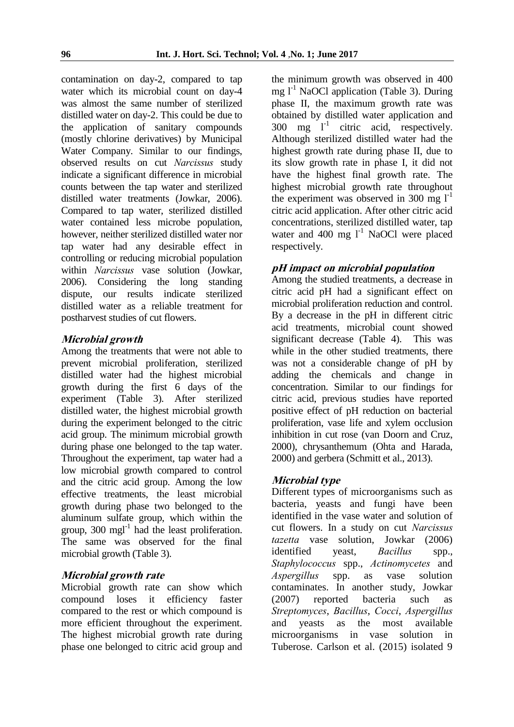contamination on day-2, compared to tap water which its microbial count on day-4 was almost the same number of sterilized distilled water on day-2. This could be due to the application of sanitary compounds (mostly chlorine derivatives) by Municipal Water Company. Similar to our findings, observed results on cut *Narcissus* study indicate a significant difference in microbial counts between the tap water and sterilized distilled water treatments (Jowkar, 2006). Compared to tap water, sterilized distilled water contained less microbe population, however, neither sterilized distilled water nor tap water had any desirable effect in controlling or reducing microbial population within *Narcissus* vase solution (Jowkar, 2006). Considering the long standing dispute, our results indicate sterilized distilled water as a reliable treatment for postharvest studies of cut flowers.

### *Microbial growth*

Among the treatments that were not able to prevent microbial proliferation, sterilized distilled water had the highest microbial growth during the first 6 days of the experiment (Table 3). After sterilized distilled water, the highest microbial growth during the experiment belonged to the citric acid group. The minimum microbial growth during phase one belonged to the tap water. Throughout the experiment, tap water had a low microbial growth compared to control and the citric acid group. Among the low effective treatments, the least microbial growth during phase two belonged to the aluminum sulfate group, which within the group, 300 $mgl^{-1}$ had the least proliferation. The same was observed for the final microbial growth (Table 3).

### *Microbial growth rate*

Microbial growth rate can show which compound loses it efficiency faster compared to the rest or which compound is more efficient throughout the experiment. The highest microbial growth rate during phase one belonged to citric acid group and the minimum growth was observed in 400 mg $l^{-1}$ NaOCl application (Table 3). During phase II, the maximum growth rate was obtained by distilled water application and 300 mg $l^{-1}$ citric acid, respectively. Although sterilized distilled water had the highest growth rate during phase II, due to its slow growth rate in phase I, it did not have the highest final growth rate. The highest microbial growth rate throughout the experiment was observed in 300 mg $l^{-1}$ citric acid application. After other citric acid concentrations, sterilized distilled water, tap water and 400 mg $l^{-1}$ NaOCl were placed respectively.

### *pH impact on microbial population*

Among the studied treatments, a decrease in citric acid pH had a significant effect on microbial proliferation reduction and control. By a decrease in the pH in different citric acid treatments, microbial count showed significant decrease (Table 4). This was while in the other studied treatments, there was not a considerable change of pH by adding the chemicals and change in concentration. Similar to our findings for citric acid, previous studies have reported positive effect of pH reduction on bacterial proliferation, vase life and xylem occlusion inhibition in cut rose (van Doorn and Cruz, 2000), chrysanthemum (Ohta and Harada, 2000) and gerbera (Schmitt et al., 2013).

### *Microbial type*

Different types of microorganisms such as bacteria, yeasts and fungi have been identified in the vase water and solution of cut flowers. In a study on cut *Narcissus tazetta* vase solution, Jowkar (2006) identified yeast, *Bacillus* spp., *Staphylococcus* spp., *Actinomycetes* and *Aspergillus* spp. as vase solution contaminates. In another study, Jowkar (2007) reported bacteria such as *Streptomyces*, *Bacillus*, *Cocci*, *Aspergillus* and yeasts as the most available microorganisms in vase solution in Tuberose. Carlson et al. (2015) isolated 9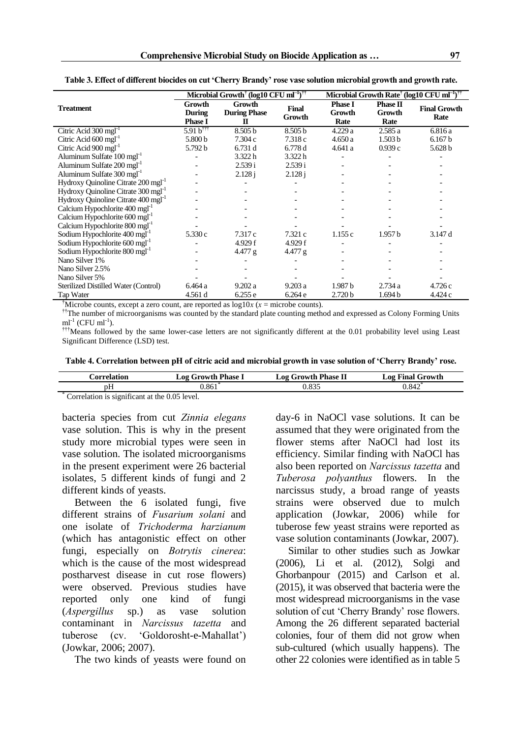**Table 3. Effect of different biocides on cut 'Cherry Brandy' rose vase solution microbial growth and growth rate.**

| Treatment | Microbial Growth† (log10 CFU ml$^{-1}$)†† | | | Microbial Growth Rate† (log10 CFU ml$^{-1}$)†† | | |
|---|---|---|---|---|---|---|
| | Growth During Phase I | Growth During Phase II | Final Growth | Phase I Growth Rate | Phase II Growth Rate | Final Growth Rate |
| Citric Acid 300 mgl$^{-1}$ | 5.91 b††† | 8.505 b | 8.505 b | 4.229 a | 2.585 a | 6.816 a |
| Citric Acid 600 mgl$^{-1}$ | 5.800 b | 7.304 c | 7.318 c | 4.650 a | 1.503 b | 6.167 b |
| Citric Acid 900 mgl$^{-1}$ | 5.792 b | 6.731 d | 6.778 d | 4.641 a | 0.939 c | 5.628 b |
| Aluminum Sulfate 100 mgl$^{-1}$ | - | 3.322 h | 3.322 h | - | - | - |
| Aluminum Sulfate 200 mgl$^{-1}$ | - | 2.539 i | 2.539 i | - | - | - |
| Aluminum Sulfate 300 mgl$^{-1}$ | - | 2.128 j | 2.128 j | - | - | - |
| Hydroxy Quinoline Citrate 200 mgl$^{-1}$ | - | - | - | - | - | - |
| Hydroxy Quinoline Citrate 300 mgl$^{-1}$ | - | - | - | - | - | - |
| Hydroxy Quinoline Citrate 400 mgl$^{-1}$ | - | - | - | - | - | - |
| Calcium Hypochlorite 400 mgl$^{-1}$ | - | - | - | - | - | - |
| Calcium Hypochlorite 600 mgl$^{-1}$ | - | - | - | - | - | - |
| Calcium Hypochlorite 800 mgl$^{-1}$ | - | - | - | - | - | - |
| Sodium Hypochlorite 400 mgl$^{-1}$ | 5.330 c | 7.317 c | 7.321 c | 1.155 c | 1.957 b | 3.147 d |
| Sodium Hypochlorite 600 mgl$^{-1}$ | - | 4.929 f | 4.929 f | - | - | - |
| Sodium Hypochlorite 800 mgl$^{-1}$ | - | 4.477 g | 4.477 g | - | - | - |
| Nano Silver 1% | - | - | - | - | - | - |
| Nano Silver 2.5% | - | - | - | - | - | - |
| Nano Silver 5% | - | - | - | - | - | - |
| Sterilized Distilled Water (Control) | 6.464 a | 9.202 a | 9.203 a | 1.987 b | 2.734 a | 4.726 c |
| Tap Water | 4.561 d | 6.255 e | 6.264 e | 2.720 b | 1.694 b | 4.424 c |

†Microbe counts, except a zero count, are reported as $\log10x$ ($x$ = microbe counts).

††The number of microorganisms was counted by the standard plate counting method and expressed as Colony Forming Units ml$^{-1}$ (CFU ml$^{-1}$).

†††Means followed by the same lower-case letters are not significantly different at the 0.01 probability level using Least Significant Difference (LSD) test.

**Table 4. Correlation between pH of citric acid and microbial growth in vase solution of 'Cherry Brandy' rose.**

| Correlation | Log Growth Phase I | Log Growth Phase II | Log Final Growth |
|---|---|---|---|
| pH | 0.861* | 0.835 | 0.842* |

* Correlation is significant at the 0.05 level.

bacteria species from cut *Zinnia elegans* vase solution. This is why in the present study more microbial types were seen in vase solution. The isolated microorganisms in the present experiment were 26 bacterial isolates, 5 different kinds of fungi and 2 different kinds of yeasts.

Between the 6 isolated fungi, five different strains of *Fusarium solani* and one isolate of *Trichoderma harzianum* (which has antagonistic effect on other fungi, especially on *Botrytis cinerea*: which is the cause of the most widespread postharvest disease in cut rose flowers) were observed. Previous studies have reported only one kind of fungi (*Aspergillus* sp.) as vase solution contaminant in *Narcissus tazetta* and tuberose (cv. 'Goldorosht-e-Mahallat') (Jowkar, 2006; 2007).

The two kinds of yeasts were found on day-6 in NaOCl vase solutions. It can be assumed that they were originated from the flower stems after NaOCl had lost its efficiency. Similar finding with NaOCl has also been reported on *Narcissus tazetta* and *Tuberosa polyanthus* flowers. In the narcissus study, a broad range of yeasts strains were observed due to mulch application (Jowkar, 2006) while for tuberose few yeast strains were reported as vase solution contaminants (Jowkar, 2007).

Similar to other studies such as Jowkar (2006), Li et al. (2012), Solgi and Ghorbanpour (2015) and Carlson et al. (2015), it was observed that bacteria were the most widespread microorganisms in the vase solution of cut 'Cherry Brandy' rose flowers. Among the 26 different separated bacterial colonies, four of them did not grow when sub-cultured (which usually happens). The other 22 colonies were identified as in table 5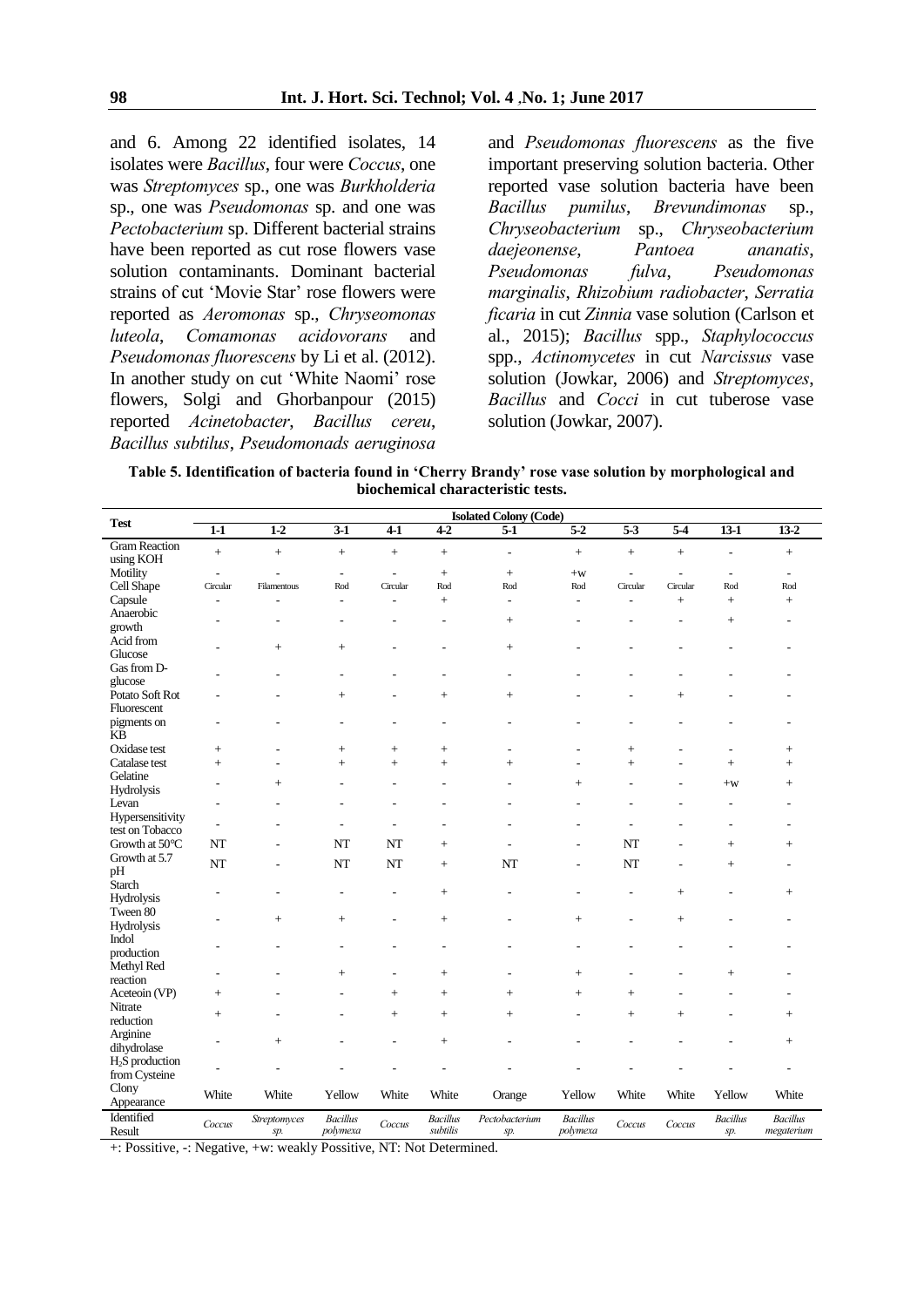and 6. Among 22 identified isolates, 14 isolates were *Bacillus*, four were *Coccus*, one was *Streptomyces* sp., one was *Burkholderia* sp., one was *Pseudomonas* sp. and one was *Pectobacterium* sp. Different bacterial strains have been reported as cut rose flowers vase solution contaminants. Dominant bacterial strains of cut 'Movie Star' rose flowers were reported as *Aeromonas* sp., *Chryseomonas luteola*, *Comamonas acidovorans* and *Pseudomonas fluorescens* by Li et al. (2012). In another study on cut 'White Naomi' rose flowers, Solgi and Ghorbanpour (2015) reported *Acinetobacter*, *Bacillus cereu*, *Bacillus subtilus*, *Pseudomonads aeruginosa* and *Pseudomonas fluorescens* as the five important preserving solution bacteria. Other reported vase solution bacteria have been *Bacillus pumilus*, *Brevundimonas* sp., *Chryseobacterium* sp., *Chryseobacterium daejeonense*, *Pantoea ananatis*, *Pseudomonas fulva*, *Pseudomonas marginalis*, *Rhizobium radiobacter*, *Serratia ficaria* in cut *Zinnia* vase solution (Carlson et al., 2015); *Bacillus* spp., *Staphylococcus* spp., *Actinomycetes* in cut *Narcissus* vase solution (Jowkar, 2006) and *Streptomyces*, *Bacillus* and *Cocci* in cut tuberose vase solution (Jowkar, 2007).

**Table 5. Identification of bacteria found in 'Cherry Brandy' rose vase solution by morphological and biochemical characteristic tests.**

| Test | Isolated Colony (Code) | | | | | | | | | | |
|---|---|---|---|---|---|---|---|---|---|---|---|
| | 1-1 | 1-2 | 3-1 | 4-1 | 4-2 | 5-1 | 5-2 | 5-3 | 5-4 | 13-1 | 13-2 |
| Gram Reaction using KOH | + | + | + | + | + | - | + | + | + | - | + |
| Motility | - | - | - | - | + | + | +w | - | - | - | - |
| Cell Shape | Circular | Filamentous | Rod | Circular | Rod | Rod | Rod | Circular | Circular | Rod | Rod |
| Capsule | - | - | - | - | + | - | - | - | + | + | + |
| Anaerobic growth | - | - | - | - | - | + | - | - | - | + | - |
| Acid from Glucose | - | + | + | - | - | + | - | - | - | - | - |
| Gas from D-glucose | - | - | - | - | - | - | - | - | - | - | - |
| Potato Soft Rot | - | - | + | - | + | + | - | - | + | - | - |
| Fluorescent pigments on KB | - | - | - | - | - | - | - | - | - | - | - |
| Oxidase test | + | - | + | + | + | - | - | + | - | - | + |
| Catalase test | + | - | + | + | + | + | - | + | - | + | + |
| Gelatine Hydrolysis | - | + | - | - | - | - | + | - | - | +w | + |
| Levan | - | - | - | - | - | - | - | - | - | - | - |
| Hypersensitivity test on Tobacco | - | - | - | - | - | - | - | - | - | - | - |
| Growth at 50°C | NT | - | NT | NT | + | - | - | NT | - | + | + |
| Growth at 5.7 pH | NT | - | NT | NT | + | NT | - | NT | - | + | - |
| Starch Hydrolysis | - | - | - | - | + | - | - | - | + | - | + |
| Tween 80 Hydrolysis | - | + | + | - | + | - | + | - | + | - | - |
| Indol production | - | - | - | - | - | - | - | - | - | - | - |
| Methyl Red reaction | - | - | + | - | + | - | + | - | - | + | - |
| Aceteoin (VP) | + | - | - | + | + | + | + | + | - | - | - |
| Nitrate reduction | + | - | - | + | + | + | - | + | + | - | + |
| Arginine dihydrolase | - | + | - | - | + | - | - | - | - | - | + |
| $H_2S$ production from Cysteine | - | - | - | - | - | - | - | - | - | - | - |
| Clony Appearance | White | White | Yellow | White | White | Orange | Yellow | White | White | Yellow | White |
| Identified Result | *Coccus* | *Streptomyces sp.* | *Bacillus polymexa* | *Coccus* | *Bacillus subtilis* | *Pectobacterium sp.* | *Bacillus polymexa* | *Coccus* | *Coccus* | *Bacillus sp.* | *Bacillus megaterium* |

+: Possitive, -: Negative, +w: weakly Possitive, NT: Not Determined.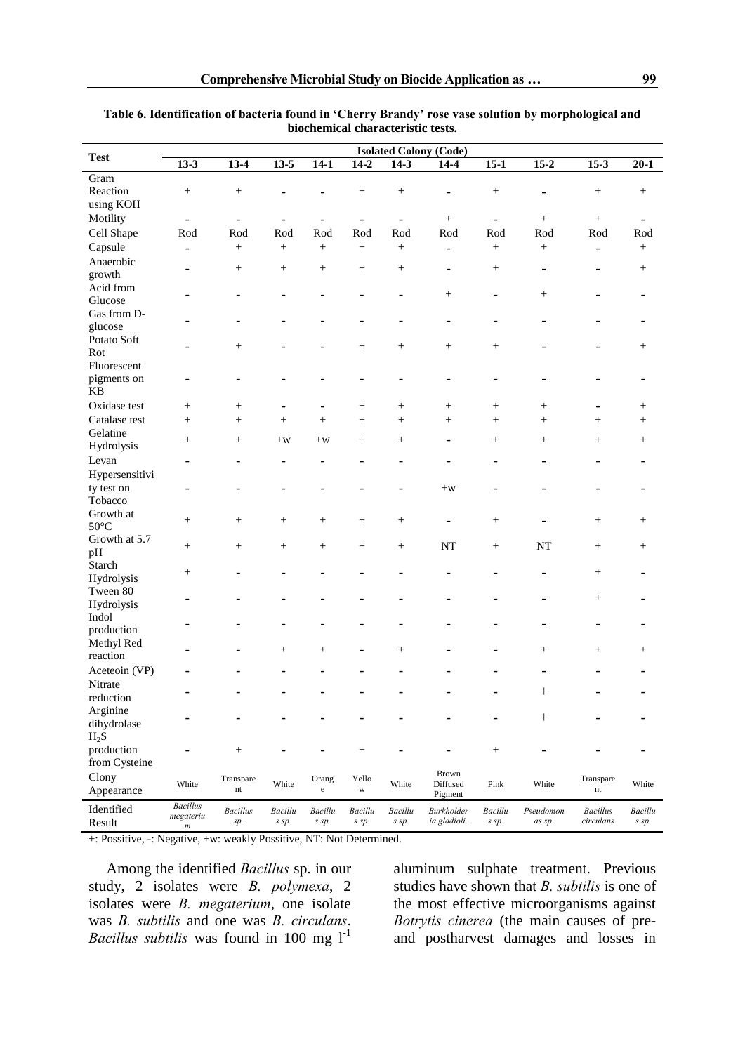**Table 6. Identification of bacteria found in 'Cherry Brandy' rose vase solution by morphological and biochemical characteristic tests.**

| Test | Isolated Colony (Code) | | | | | | | | | | |
|---|---|---|---|---|---|---|---|---|---|---|---|
| | 13-3 | 13-4 | 13-5 | 14-1 | 14-2 | 14-3 | 14-4 | 15-1 | 15-2 | 15-3 | 20-1 |
| Gram Reaction using KOH | + | + | - | - | + | + | - | + | - | + | + |
| Motility | - | - | - | - | - | - | + | - | + | + | - |
| Cell Shape | Rod | Rod | Rod | Rod | Rod | Rod | Rod | Rod | Rod | Rod | Rod |
| Capsule | - | + | + | + | + | + | - | + | + | - | + |
| Anaerobic growth | - | + | + | + | + | + | - | + | - | - | + |
| Acid from Glucose | - | - | - | - | - | - | + | - | + | - | - |
| Gas from D-glucose | - | - | - | - | - | - | - | - | - | - | - |
| Potato Soft Rot | - | + | - | - | + | + | + | + | - | - | + |
| Fluorescent pigments on KB | - | - | - | - | - | - | - | - | - | - | - |
| Oxidase test | + | + | - | - | + | + | + | + | + | - | + |
| Catalase test | + | + | + | + | + | + | + | + | + | + | + |
| Gelatine Hydrolysis | + | + | +w | +w | + | + | - | + | + | + | + |
| Levan | - | - | - | - | - | - | - | - | - | - | - |
| Hypersensitivity test on Tobacco | - | - | - | - | - | - | +w | - | - | - | - |
| Growth at 50°C | + | + | + | + | + | + | - | + | - | + | + |
| Growth at 5.7 pH | + | + | + | + | + | + | NT | + | NT | + | + |
| Starch Hydrolysis | + | - | - | - | - | - | - | - | - | + | - |
| Tween 80 Hydrolysis | - | - | - | - | - | - | - | - | - | + | - |
| Indol production | - | - | - | - | - | - | - | - | - | - | - |
| Methyl Red reaction | - | - | + | + | - | + | - | - | + | + | + |
| Aceteoin (VP) | - | - | - | - | - | - | - | - | - | - | - |
| Nitrate reduction | - | - | - | - | - | - | - | - | + | - | - |
| Arginine dihydrolase | - | - | - | - | - | - | - | - | + | - | - |
| $H_2S$ production from Cysteine | - | + | - | - | + | - | - | + | - | - | - |
| Clony Appearance | White | Transparent | White | Orange | Yellow | White | Brown Diffused Pigment | Pink | White | Transparent | White |
| Identified Result | *Bacillus megaterium* | *Bacillus sp.* | *Bacillus sp.* | *Bacillus sp.* | *Bacillus sp.* | *Bacillus sp.* | *Burkholderia gladioli.* | *Bacillus sp.* | *Pseudomonas sp.* | *Bacillus circulans* | *Bacillus sp.* |

+: Possitive, -: Negative, +w: weakly Possitive, NT: Not Determined.

Among the identified *Bacillus* sp. in our study, 2 isolates were *B. polymexa*, 2 isolates were *B. megaterium*, one isolate was *B. subtilis* and one was *B. circulans*. *Bacillus subtilis* was found in 100 mg $l^{-1}$ aluminum sulphate treatment. Previous studies have shown that *B. subtilis* is one of the most effective microorganisms against *Botrytis cinerea* (the main causes of pre- and postharvest damages and losses in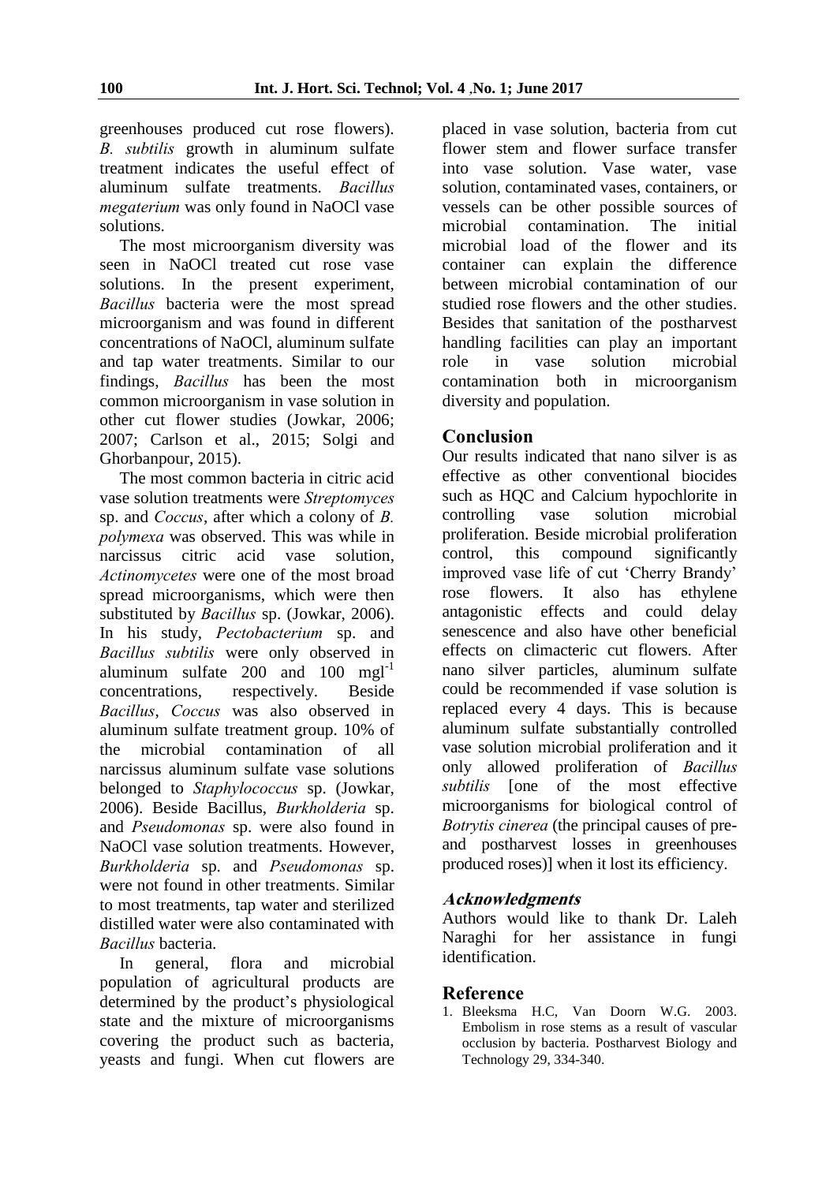greenhouses produced cut rose flowers). *B. subtilis* growth in aluminum sulfate treatment indicates the useful effect of aluminum sulfate treatments. *Bacillus megaterium* was only found in NaOCl vase solutions.

The most microorganism diversity was seen in NaOCl treated cut rose vase solutions. In the present experiment, *Bacillus* bacteria were the most spread microorganism and was found in different concentrations of NaOCl, aluminum sulfate and tap water treatments. Similar to our findings, *Bacillus* has been the most common microorganism in vase solution in other cut flower studies (Jowkar, 2006; 2007; Carlson et al., 2015; Solgi and Ghorbanpour, 2015).

The most common bacteria in citric acid vase solution treatments were *Streptomyces* sp. and *Coccus*, after which a colony of *B. polymexa* was observed. This was while in narcissus citric acid vase solution, *Actinomycetes* were one of the most broad spread microorganisms, which were then substituted by *Bacillus* sp. (Jowkar, 2006). In his study, *Pectobacterium* sp. and *Bacillus subtilis* were only observed in aluminum sulfate 200 and 100 $mgl^{-1}$ concentrations, respectively. Beside *Bacillus*, *Coccus* was also observed in aluminum sulfate treatment group. 10% of the microbial contamination of all narcissus aluminum sulfate vase solutions belonged to *Staphylococcus* sp. (Jowkar, 2006). Beside Bacillus, *Burkholderia* sp. and *Pseudomonas* sp. were also found in NaOCl vase solution treatments. However, *Burkholderia* sp. and *Pseudomonas* sp. were not found in other treatments. Similar to most treatments, tap water and sterilized distilled water were also contaminated with *Bacillus* bacteria.

In general, flora and microbial population of agricultural products are determined by the product's physiological state and the mixture of microorganisms covering the product such as bacteria, yeasts and fungi. When cut flowers are placed in vase solution, bacteria from cut flower stem and flower surface transfer into vase solution. Vase water, vase solution, contaminated vases, containers, or vessels can be other possible sources of microbial contamination. The initial microbial load of the flower and its container can explain the difference between microbial contamination of our studied rose flowers and the other studies. Besides that sanitation of the postharvest handling facilities can play an important role in vase solution microbial contamination both in microorganism diversity and population.

## Conclusion

Our results indicated that nano silver is as effective as other conventional biocides such as HQC and Calcium hypochlorite in controlling vase solution microbial proliferation. Beside microbial proliferation control, this compound significantly improved vase life of cut 'Cherry Brandy' rose flowers. It also has ethylene antagonistic effects and could delay senescence and also have other beneficial effects on climacteric cut flowers. After nano silver particles, aluminum sulfate could be recommended if vase solution is replaced every 4 days. This is because aluminum sulfate substantially controlled vase solution microbial proliferation and it only allowed proliferation of *Bacillus subtilis* [one of the most effective microorganisms for biological control of *Botrytis cinerea* (the principal causes of pre- and postharvest losses in greenhouses produced roses)] when it lost its efficiency.

### *Acknowledgments*

Authors would like to thank Dr. Laleh Naraghi for her assistance in fungi identification.

## Reference

1. Bleeksma H.C, Van Doorn W.G. 2003. Embolism in rose stems as a result of vascular occlusion by bacteria. Postharvest Biology and Technology 29, 334-340.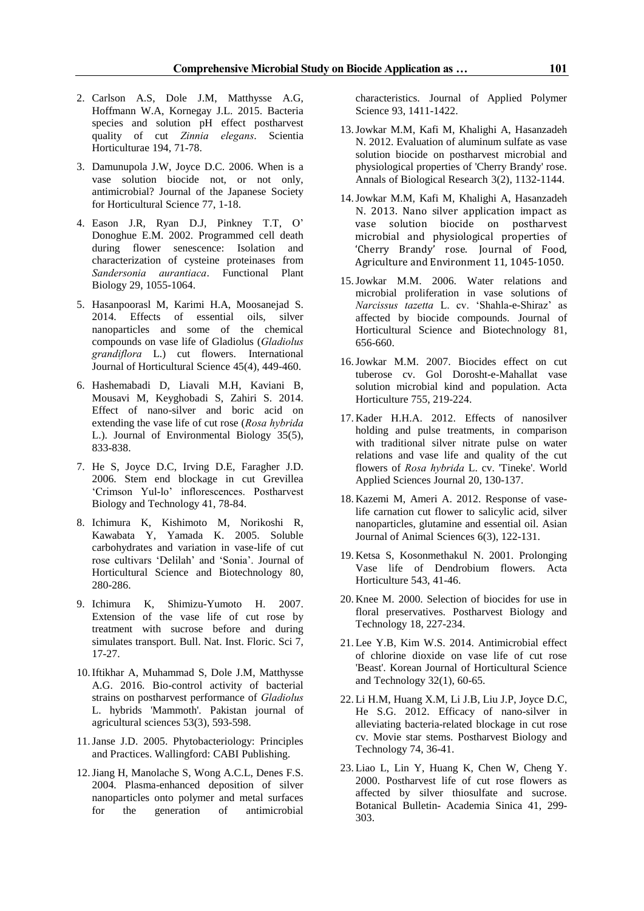2. Carlson A.S, Dole J.M, Matthysse A.G, Hoffmann W.A, Kornegay J.L. 2015. Bacteria species and solution pH effect postharvest quality of cut *Zinnia elegans*. Scientia Horticulturae 194, 71-78.

3. Damunupola J.W, Joyce D.C. 2006. When is a vase solution biocide not, or not only, antimicrobial? Journal of the Japanese Society for Horticultural Science 77, 1-18.

4. Eason J.R, Ryan D.J, Pinkney T.T, O' Donoghue E.M. 2002. Programmed cell death during flower senescence: Isolation and characterization of cysteine proteinases from *Sandersonia aurantiaca*. Functional Plant Biology 29, 1055-1064.

5. Hasanpoorasl M, Karimi H.A, Moosanejad S. 2014. Effects of essential oils, silver nanoparticles and some of the chemical compounds on vase life of Gladiolus (*Gladiolus grandiflora* L.) cut flowers. International Journal of Horticultural Science 45(4), 449-460.

6. Hashemabadi D, Liavali M.H, Kaviani B, Mousavi M, Keyghobadi S, Zahiri S. 2014. Effect of nano-silver and boric acid on extending the vase life of cut rose (*Rosa hybrida* L.). Journal of Environmental Biology 35(5), 833-838.

7. He S, Joyce D.C, Irving D.E, Faragher J.D. 2006. Stem end blockage in cut Grevillea 'Crimson Yul-lo' inflorescences. Postharvest Biology and Technology 41, 78-84.

8. Ichimura K, Kishimoto M, Norikoshi R, Kawabata Y, Yamada K. 2005. Soluble carbohydrates and variation in vase-life of cut rose cultivars 'Delilah' and 'Sonia'. Journal of Horticultural Science and Biotechnology 80, 280-286.

9. Ichimura K, Shimizu-Yumoto H. 2007. Extension of the vase life of cut rose by treatment with sucrose before and during simulates transport. Bull. Nat. Inst. Floric. Sci 7, 17-27.

10. Iftikhar A, Muhammad S, Dole J.M, Matthysse A.G. 2016. Bio-control activity of bacterial strains on postharvest performance of *Gladiolus* L. hybrids 'Mammoth'. Pakistan journal of agricultural sciences 53(3), 593-598.

11. Janse J.D. 2005. Phytobacteriology: Principles and Practices. Wallingford: CABI Publishing.

12. Jiang H, Manolache S, Wong A.C.L, Denes F.S. 2004. Plasma-enhanced deposition of silver nanoparticles onto polymer and metal surfaces for the generation of antimicrobial characteristics. Journal of Applied Polymer Science 93, 1411-1422.

13. Jowkar M.M, Kafi M, Khalighi A, Hasanzadeh N. 2012. Evaluation of aluminum sulfate as vase solution biocide on postharvest microbial and physiological properties of 'Cherry Brandy' rose. Annals of Biological Research 3(2), 1132-1144.

14. Jowkar M.M, Kafi M, Khalighi A, Hasanzadeh N. 2013. Nano silver application impact as vase solution biocide on postharvest microbial and physiological properties of 'Cherry Brandy' rose. Journal of Food, Agriculture and Environment 11, 1045-1050.

15. Jowkar M.M. 2006. Water relations and microbial proliferation in vase solutions of *Narcissus tazetta* L. cv. 'Shahla-e-Shiraz' as affected by biocide compounds. Journal of Horticultural Science and Biotechnology 81, 656-660.

16. Jowkar M.M. 2007. Biocides effect on cut tuberose cv. Gol Dorosht-e-Mahallat vase solution microbial kind and population. Acta Horticulture 755, 219-224.

17. Kader H.H.A. 2012. Effects of nanosilver holding and pulse treatments, in comparison with traditional silver nitrate pulse on water relations and vase life and quality of the cut flowers of *Rosa hybrida* L. cv. 'Tineke'. World Applied Sciences Journal 20, 130-137.

18. Kazemi M, Ameri A. 2012. Response of vase-life carnation cut flower to salicylic acid, silver nanoparticles, glutamine and essential oil. Asian Journal of Animal Sciences 6(3), 122-131.

19. Ketsa S, Kosonmethakul N. 2001. Prolonging Vase life of Dendrobium flowers. Acta Horticulture 543, 41-46.

20. Knee M. 2000. Selection of biocides for use in floral preservatives. Postharvest Biology and Technology 18, 227-234.

21. Lee Y.B, Kim W.S. 2014. Antimicrobial effect of chlorine dioxide on vase life of cut rose 'Beast'. Korean Journal of Horticultural Science and Technology 32(1), 60-65.

22. Li H.M, Huang X.M, Li J.B, Liu J.P, Joyce D.C, He S.G. 2012. Efficacy of nano-silver in alleviating bacteria-related blockage in cut rose cv. Movie star stems. Postharvest Biology and Technology 74, 36-41.

23. Liao L, Lin Y, Huang K, Chen W, Cheng Y. 2000. Postharvest life of cut rose flowers as affected by silver thiosulfate and sucrose. Botanical Bulletin- Academia Sinica 41, 299-303.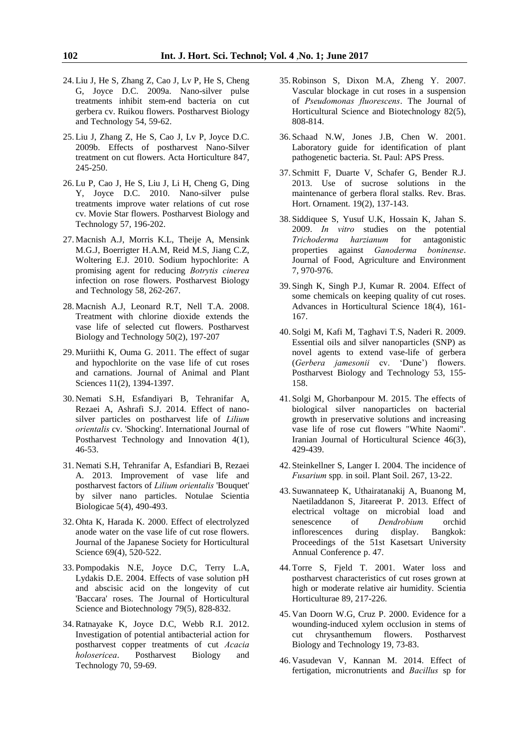24. Liu J, He S, Zhang Z, Cao J, Lv P, He S, Cheng G, Joyce D.C. 2009a. Nano-silver pulse treatments inhibit stem-end bacteria on cut gerbera cv. Ruikou flowers. Postharvest Biology and Technology 54, 59-62.

25. Liu J, Zhang Z, He S, Cao J, Lv P, Joyce D.C. 2009b. Effects of postharvest Nano-Silver treatment on cut flowers. Acta Horticulture 847, 245-250.

26. Lu P, Cao J, He S, Liu J, Li H, Cheng G, Ding Y, Joyce D.C. 2010. Nano-silver pulse treatments improve water relations of cut rose cv. Movie Star flowers. Postharvest Biology and Technology 57, 196-202.

27. Macnish A.J, Morris K.L, Theije A, Mensink M.G.J, Boerrigter H.A.M, Reid M.S, Jiang C.Z, Woltering E.J. 2010. Sodium hypochlorite: A promising agent for reducing *Botrytis cinerea* infection on rose flowers. Postharvest Biology and Technology 58, 262-267.

28. Macnish A.J, Leonard R.T, Nell T.A. 2008. Treatment with chlorine dioxide extends the vase life of selected cut flowers. Postharvest Biology and Technology 50(2), 197-207

29. Muriithi K, Ouma G. 2011. The effect of sugar and hypochlorite on the vase life of cut roses and carnations. Journal of Animal and Plant Sciences 11(2), 1394-1397.

30. Nemati S.H, Esfandiyari B, Tehranifar A, Rezaei A, Ashrafi S.J. 2014. Effect of nano-silver particles on postharvest life of *Lilium orientalis* cv. 'Shocking'. International Journal of Postharvest Technology and Innovation 4(1), 46-53.

31. Nemati S.H, Tehranifar A, Esfandiari B, Rezaei A. 2013. Improvement of vase life and postharvest factors of *Lilium orientalis* 'Bouquet' by silver nano particles. Notulae Scientia Biologicae 5(4), 490-493.

32. Ohta K, Harada K. 2000. Effect of electrolyzed anode water on the vase life of cut rose flowers. Journal of the Japanese Society for Horticultural Science 69(4), 520-522.

33. Pompodakis N.E, Joyce D.C, Terry L.A, Lydakis D.E. 2004. Effects of vase solution pH and abscisic acid on the longevity of cut 'Baccara' roses. The Journal of Horticultural Science and Biotechnology 79(5), 828-832.

34. Ratnayake K, Joyce D.C, Webb R.I. 2012. Investigation of potential antibacterial action for postharvest copper treatments of cut *Acacia holosericea*. Postharvest Biology and Technology 70, 59-69.

35. Robinson S, Dixon M.A, Zheng Y. 2007. Vascular blockage in cut roses in a suspension of *Pseudomonas fluorescens*. The Journal of Horticultural Science and Biotechnology 82(5), 808-814.

36. Schaad N.W, Jones J.B, Chen W. 2001. Laboratory guide for identification of plant pathogenetic bacteria. St. Paul: APS Press.

37. Schmitt F, Duarte V, Schafer G, Bender R.J. 2013. Use of sucrose solutions in the maintenance of gerbera floral stalks. Rev. Bras. Hort. Ornament. 19(2), 137-143.

38. Siddiquee S, Yusuf U.K, Hossain K, Jahan S. 2009. *In vitro* studies on the potential *Trichoderma harzianum* for antagonistic properties against *Ganoderma boninense*. Journal of Food, Agriculture and Environment 7, 970-976.

39. Singh K, Singh P.J, Kumar R. 2004. Effect of some chemicals on keeping quality of cut roses. Advances in Horticultural Science 18(4), 161-167.

40. Solgi M, Kafi M, Taghavi T.S, Naderi R. 2009. Essential oils and silver nanoparticles (SNP) as novel agents to extend vase-life of gerbera (*Gerbera jamesonii* cv. 'Dune') flowers. Postharvest Biology and Technology 53, 155-158.

41. Solgi M, Ghorbanpour M. 2015. The effects of biological silver nanoparticles on bacterial growth in preservative solutions and increasing vase life of rose cut flowers "White Naomi". Iranian Journal of Horticultural Science 46(3), 429-439.

42. Steinkellner S, Langer I. 2004. The incidence of *Fusarium* spp. in soil. Plant Soil. 267, 13-22.

43. Suwannateep K, Uthairatanakij A, Buanong M, Naetiladdanon S, Jitareerat P. 2013. Effect of electrical voltage on microbial load and senescence of *Dendrobium* orchid inflorescences during display. Bangkok: Proceedings of the 51st Kasetsart University Annual Conference p. 47.

44. Torre S, Fjeld T. 2001. Water loss and postharvest characteristics of cut roses grown at high or moderate relative air humidity. Scientia Horticulturae 89, 217-226.

45. Van Doorn W.G, Cruz P. 2000. Evidence for a wounding-induced xylem occlusion in stems of cut chrysanthemum flowers. Postharvest Biology and Technology 19, 73-83.

46. Vasudevan V, Kannan M. 2014. Effect of fertigation, micronutrients and *Bacillus* sp for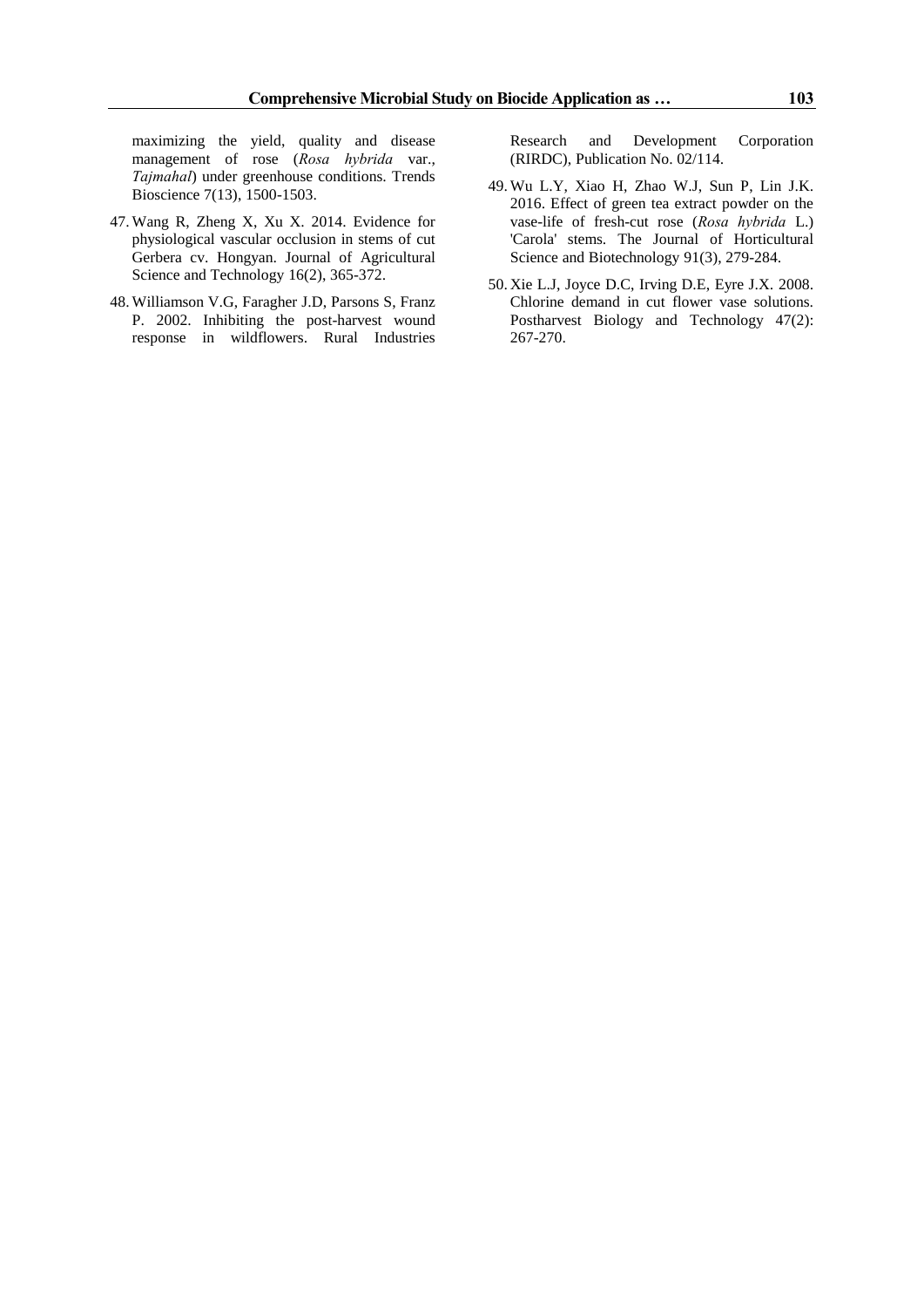maximizing the yield, quality and disease management of rose (*Rosa hybrida* var., *Tajmahal*) under greenhouse conditions. Trends Bioscience 7(13), 1500-1503.

47. Wang R, Zheng X, Xu X. 2014. Evidence for physiological vascular occlusion in stems of cut Gerbera cv. Hongyan. Journal of Agricultural Science and Technology 16(2), 365-372.

48. Williamson V.G, Faragher J.D, Parsons S, Franz P. 2002. Inhibiting the post-harvest wound response in wildflowers. Rural Industries Research and Development Corporation (RIRDC), Publication No. 02/114.

49. Wu L.Y, Xiao H, Zhao W.J, Sun P, Lin J.K. 2016. Effect of green tea extract powder on the vase-life of fresh-cut rose (*Rosa hybrida* L.) 'Carola' stems. The Journal of Horticultural Science and Biotechnology 91(3), 279-284.

50. Xie L.J, Joyce D.C, Irving D.E, Eyre J.X. 2008. Chlorine demand in cut flower vase solutions. Postharvest Biology and Technology 47(2): 267-270.